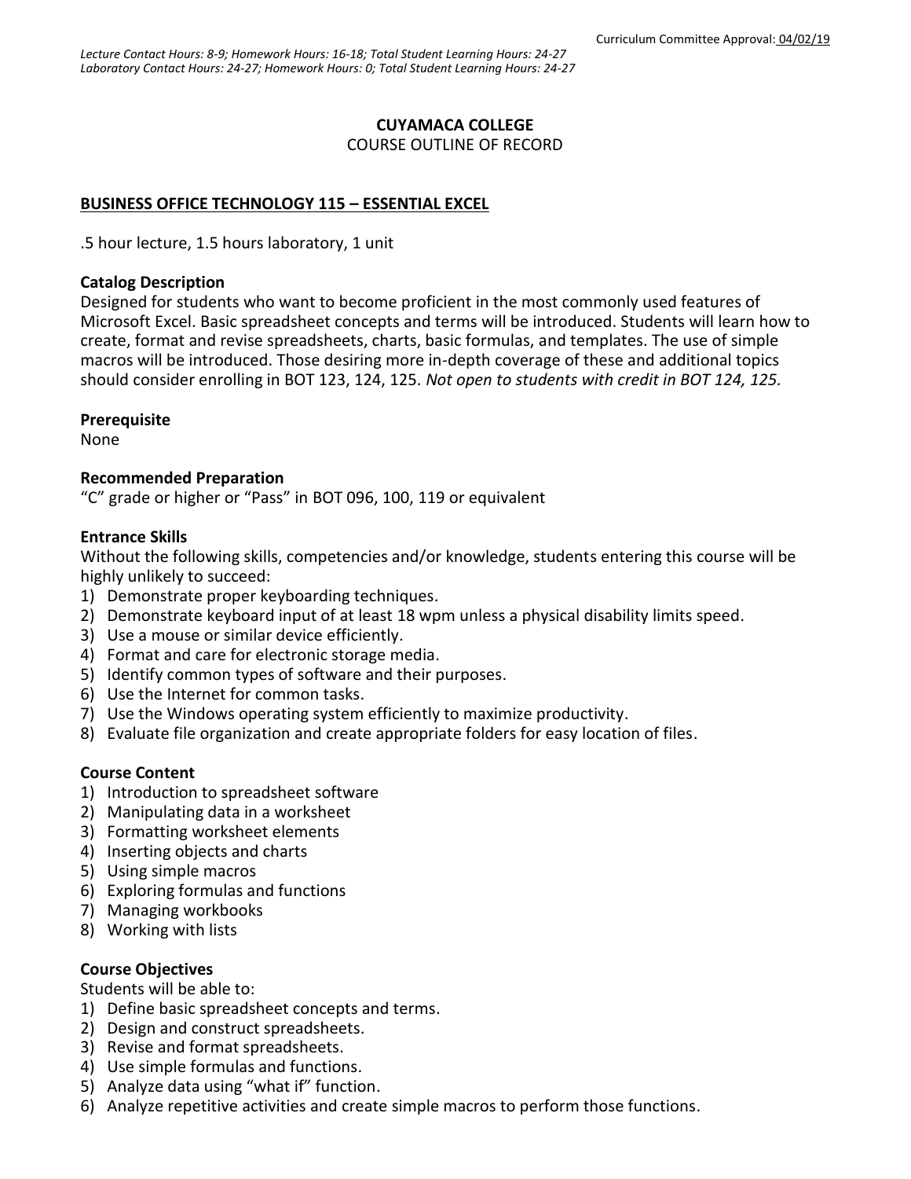Curriculum Committee Approval: 04/02/19

*Lecture Contact Hours: 8-9; Homework Hours: 16-18; Total Student Learning Hours: 24-27*
*Laboratory Contact Hours: 24-27; Homework Hours: 0; Total Student Learning Hours: 24-27*

**CUYAMACA COLLEGE**
COURSE OUTLINE OF RECORD

**BUSINESS OFFICE TECHNOLOGY 115 – ESSENTIAL EXCEL**

.5 hour lecture, 1.5 hours laboratory, 1 unit

**Catalog Description**
Designed for students who want to become proficient in the most commonly used features of Microsoft Excel. Basic spreadsheet concepts and terms will be introduced. Students will learn how to create, format and revise spreadsheets, charts, basic formulas, and templates. The use of simple macros will be introduced. Those desiring more in-depth coverage of these and additional topics should consider enrolling in BOT 123, 124, 125. *Not open to students with credit in BOT 124, 125.*

**Prerequisite**
None

**Recommended Preparation**
"C" grade or higher or "Pass" in BOT 096, 100, 119 or equivalent

**Entrance Skills**
Without the following skills, competencies and/or knowledge, students entering this course will be highly unlikely to succeed:

1) Demonstrate proper keyboarding techniques.
2) Demonstrate keyboard input of at least 18 wpm unless a physical disability limits speed.
3) Use a mouse or similar device efficiently.
4) Format and care for electronic storage media.
5) Identify common types of software and their purposes.
6) Use the Internet for common tasks.
7) Use the Windows operating system efficiently to maximize productivity.
8) Evaluate file organization and create appropriate folders for easy location of files.

**Course Content**

1) Introduction to spreadsheet software
2) Manipulating data in a worksheet
3) Formatting worksheet elements
4) Inserting objects and charts
5) Using simple macros
6) Exploring formulas and functions
7) Managing workbooks
8) Working with lists

**Course Objectives**
Students will be able to:

1) Define basic spreadsheet concepts and terms.
2) Design and construct spreadsheets.
3) Revise and format spreadsheets.
4) Use simple formulas and functions.
5) Analyze data using "what if" function.
6) Analyze repetitive activities and create simple macros to perform those functions.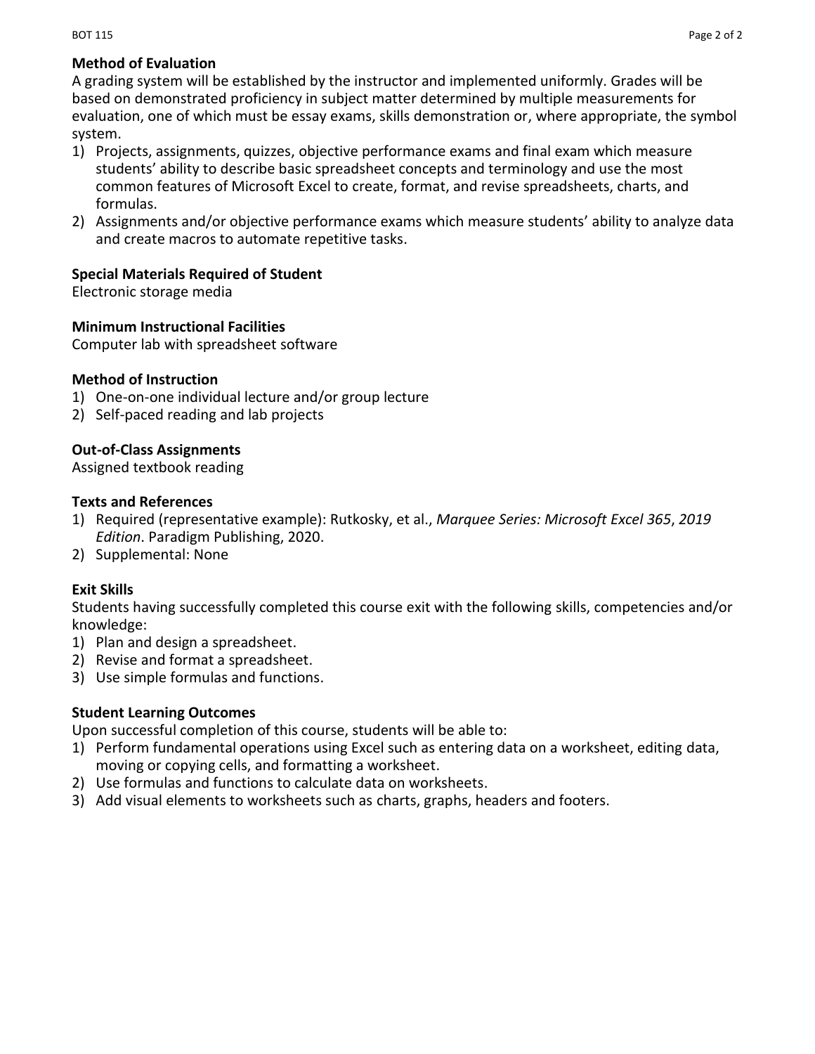**Method of Evaluation**

A grading system will be established by the instructor and implemented uniformly. Grades will be based on demonstrated proficiency in subject matter determined by multiple measurements for evaluation, one of which must be essay exams, skills demonstration or, where appropriate, the symbol system.

1) Projects, assignments, quizzes, objective performance exams and final exam which measure students' ability to describe basic spreadsheet concepts and terminology and use the most common features of Microsoft Excel to create, format, and revise spreadsheets, charts, and formulas.
2) Assignments and/or objective performance exams which measure students' ability to analyze data and create macros to automate repetitive tasks.

**Special Materials Required of Student**

Electronic storage media

**Minimum Instructional Facilities**

Computer lab with spreadsheet software

**Method of Instruction**

1) One-on-one individual lecture and/or group lecture
2) Self-paced reading and lab projects

**Out-of-Class Assignments**

Assigned textbook reading

**Texts and References**

1) Required (representative example): Rutkosky, et al., *Marquee Series: Microsoft Excel 365*, *2019 Edition*. Paradigm Publishing, 2020.
2) Supplemental: None

**Exit Skills**

Students having successfully completed this course exit with the following skills, competencies and/or knowledge:

1) Plan and design a spreadsheet.
2) Revise and format a spreadsheet.
3) Use simple formulas and functions.

**Student Learning Outcomes**

Upon successful completion of this course, students will be able to:

1) Perform fundamental operations using Excel such as entering data on a worksheet, editing data, moving or copying cells, and formatting a worksheet.
2) Use formulas and functions to calculate data on worksheets.
3) Add visual elements to worksheets such as charts, graphs, headers and footers.